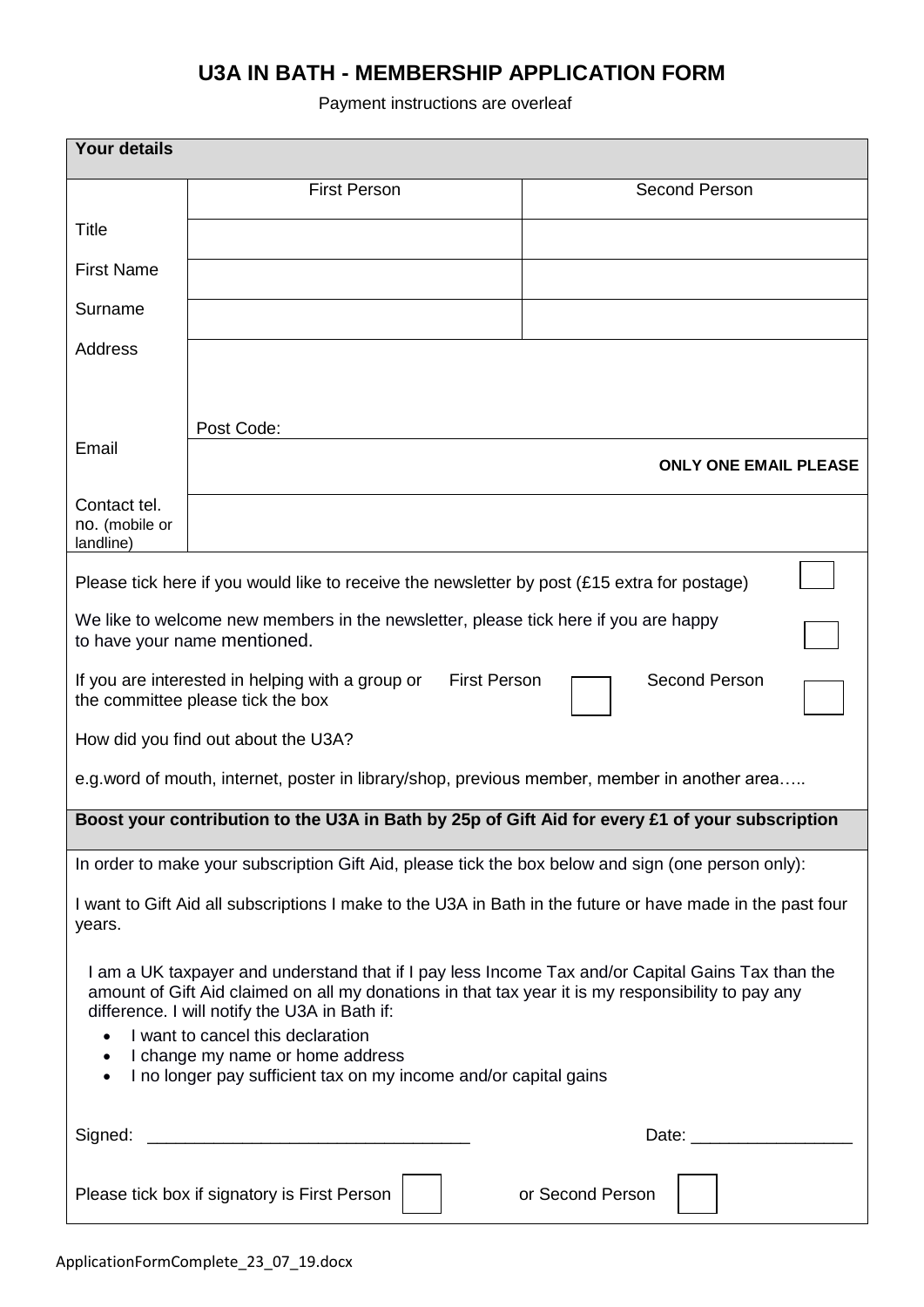# U3A IN BATH - MEMBERSHIP APPLICATION FORM

Payment instructions are overleaf

| **Your details** | | |
|---|---|---|
| | First Person | Second Person |
| Title | | |
| First Name | | |
| Surname | | |
| Address | Post Code: | |
| Email | **ONLY ONE EMAIL PLEASE** | |
| Contact tel. no. (mobile or landline) | | |

Please tick here if you would like to receive the newsletter by post (£15 extra for postage) ☐

We like to welcome new members in the newsletter, please tick here if you are happy to have your name mentioned. ☐

If you are interested in helping with a group or the committee please tick the box First Person ☐ Second Person ☐

How did you find out about the U3A?

e.g.word of mouth, internet, poster in library/shop, previous member, member in another area…..

**Boost your contribution to the U3A in Bath by 25p of Gift Aid for every £1 of your subscription**

In order to make your subscription Gift Aid, please tick the box below and sign (one person only):

I want to Gift Aid all subscriptions I make to the U3A in Bath in the future or have made in the past four years.

I am a UK taxpayer and understand that if I pay less Income Tax and/or Capital Gains Tax than the amount of Gift Aid claimed on all my donations in that tax year it is my responsibility to pay any difference. I will notify the U3A in Bath if:

- I want to cancel this declaration
- I change my name or home address
- I no longer pay sufficient tax on my income and/or capital gains

Signed: ___________________________________ Date: _________________

Please tick box if signatory is First Person ☐ or Second Person ☐

ApplicationFormComplete_23_07_19.docx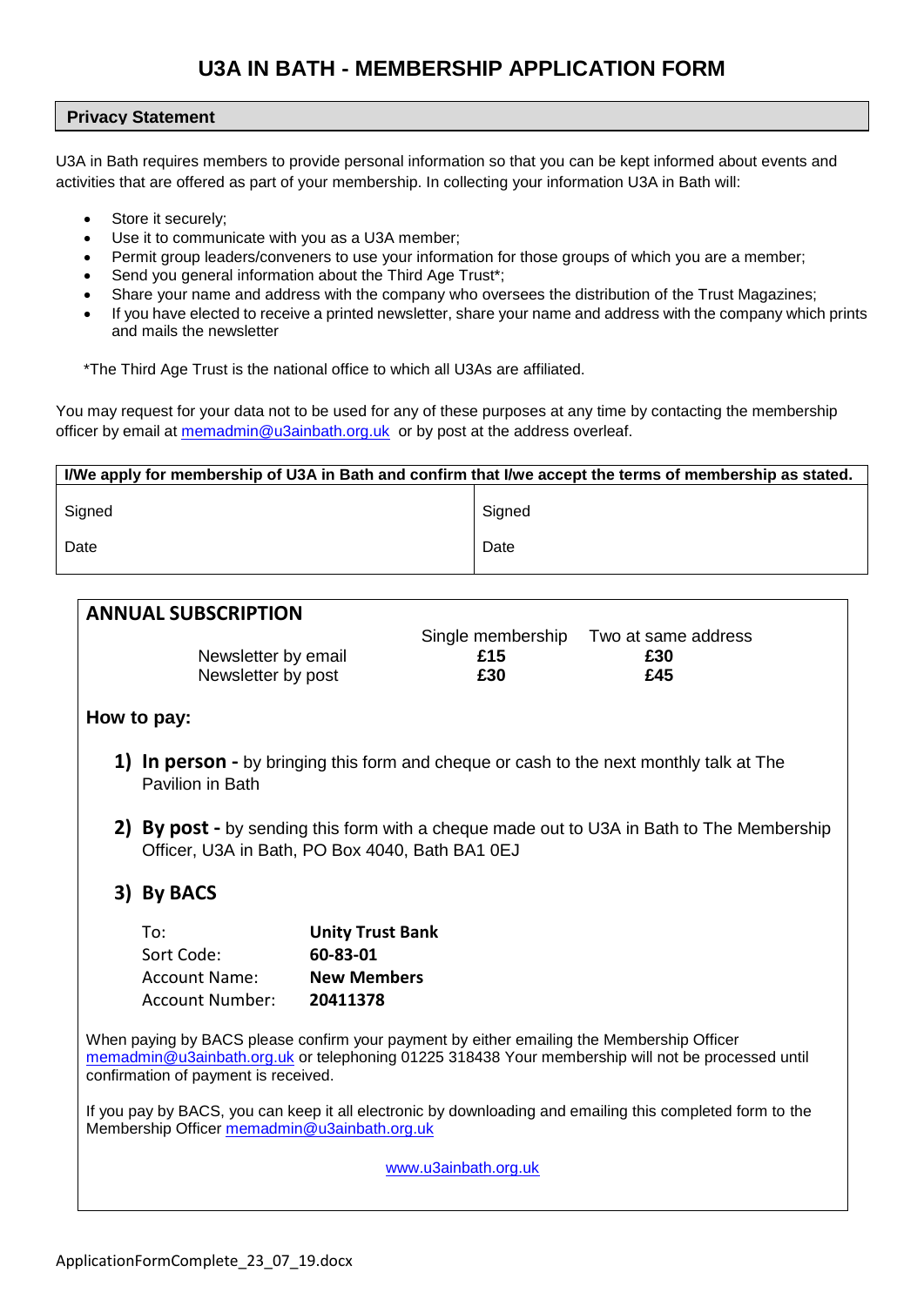# U3A IN BATH - MEMBERSHIP APPLICATION FORM

## Privacy Statement

U3A in Bath requires members to provide personal information so that you can be kept informed about events and activities that are offered as part of your membership. In collecting your information U3A in Bath will:

- Store it securely;
- Use it to communicate with you as a U3A member;
- Permit group leaders/conveners to use your information for those groups of which you are a member;
- Send you general information about the Third Age Trust*;
- Share your name and address with the company who oversees the distribution of the Trust Magazines;
- If you have elected to receive a printed newsletter, share your name and address with the company which prints and mails the newsletter

*The Third Age Trust is the national office to which all U3As are affiliated.

You may request for your data not to be used for any of these purposes at any time by contacting the membership officer by email at memadmin@u3ainbath.org.uk or by post at the address overleaf.

| I/We apply for membership of U3A in Bath and confirm that I/we accept the terms of membership as stated. | |
|---|---|
| Signed | Signed |
| Date | Date |

## ANNUAL SUBSCRIPTION

| | Single membership | Two at same address |
|---|---|---|
| Newsletter by email | **£15** | **£30** |
| Newsletter by post | **£30** | **£45** |

### How to pay:

1) **In person -** by bringing this form and cheque or cash to the next monthly talk at The Pavilion in Bath

2) **By post -** by sending this form with a cheque made out to U3A in Bath to The Membership Officer, U3A in Bath, PO Box 4040, Bath BA1 0EJ

3) **By BACS**

| | |
|---|---|
| To: | **Unity Trust Bank** |
| Sort Code: | **60-83-01** |
| Account Name: | **New Members** |
| Account Number: | **20411378** |

When paying by BACS please confirm your payment by either emailing the Membership Officer memadmin@u3ainbath.org.uk or telephoning 01225 318438 Your membership will not be processed until confirmation of payment is received.

If you pay by BACS, you can keep it all electronic by downloading and emailing this completed form to the Membership Officer memadmin@u3ainbath.org.uk

www.u3ainbath.org.uk

ApplicationFormComplete_23_07_19.docx